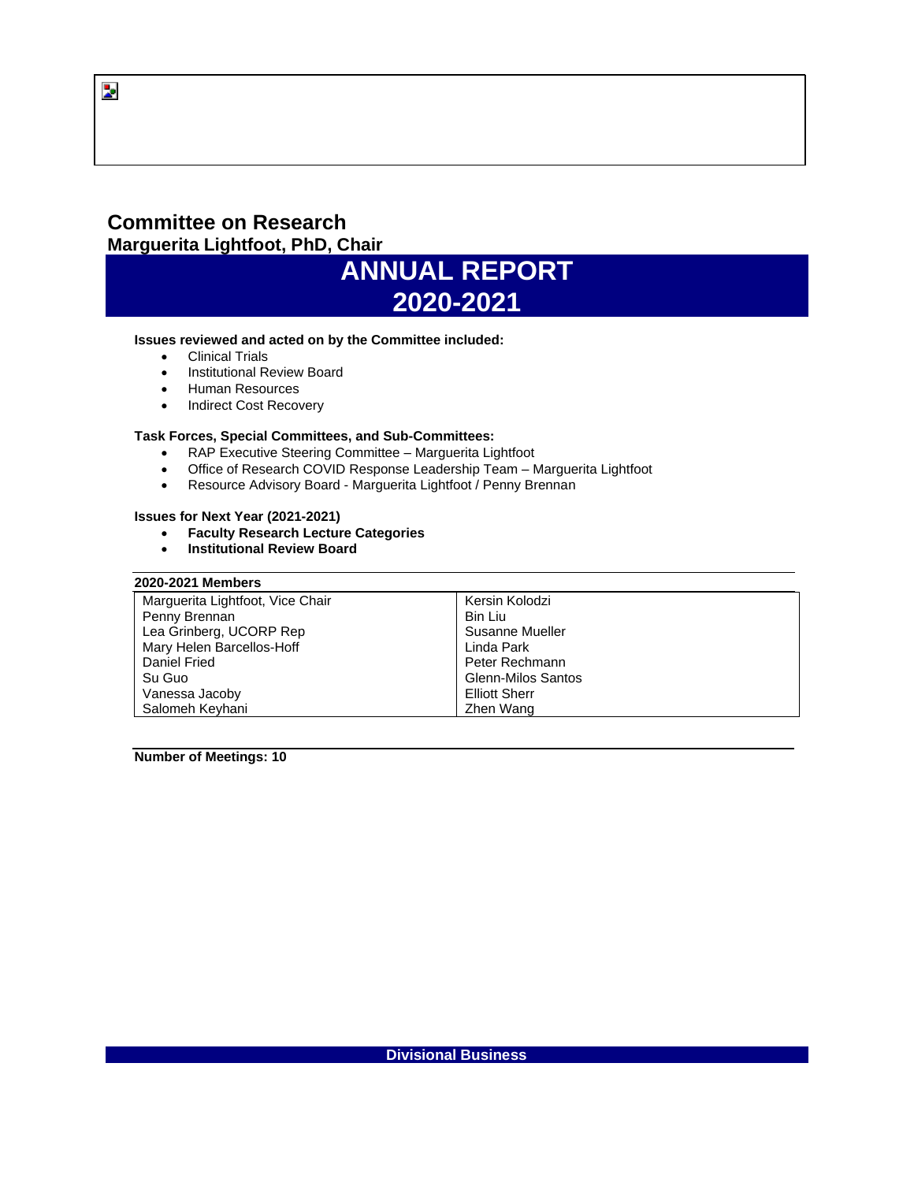# Committee on Research

**Marguerita Lightfoot, PhD, Chair**

## ANNUAL REPORT 2020-2021

**Issues reviewed and acted on by the Committee included:**

- Clinical Trials
- Institutional Review Board
- Human Resources
- Indirect Cost Recovery

**Task Forces, Special Committees, and Sub-Committees:**

- RAP Executive Steering Committee – Marguerita Lightfoot
- Office of Research COVID Response Leadership Team – Marguerita Lightfoot
- Resource Advisory Board - Marguerita Lightfoot / Penny Brennan

**Issues for Next Year (2021-2021)**

- **Faculty Research Lecture Categories**
- **Institutional Review Board**

**2020-2021 Members**

| | |
|---|---|
| Marguerita Lightfoot, Vice Chair | Kersin Kolodzi |
| Penny Brennan | Bin Liu |
| Lea Grinberg, UCORP Rep | Susanne Mueller |
| Mary Helen Barcellos-Hoff | Linda Park |
| Daniel Fried | Peter Rechmann |
| Su Guo | Glenn-Milos Santos |
| Vanessa Jacoby | Elliott Sherr |
| Salomeh Keyhani | Zhen Wang |

**Number of Meetings: 10**

**Divisional Business**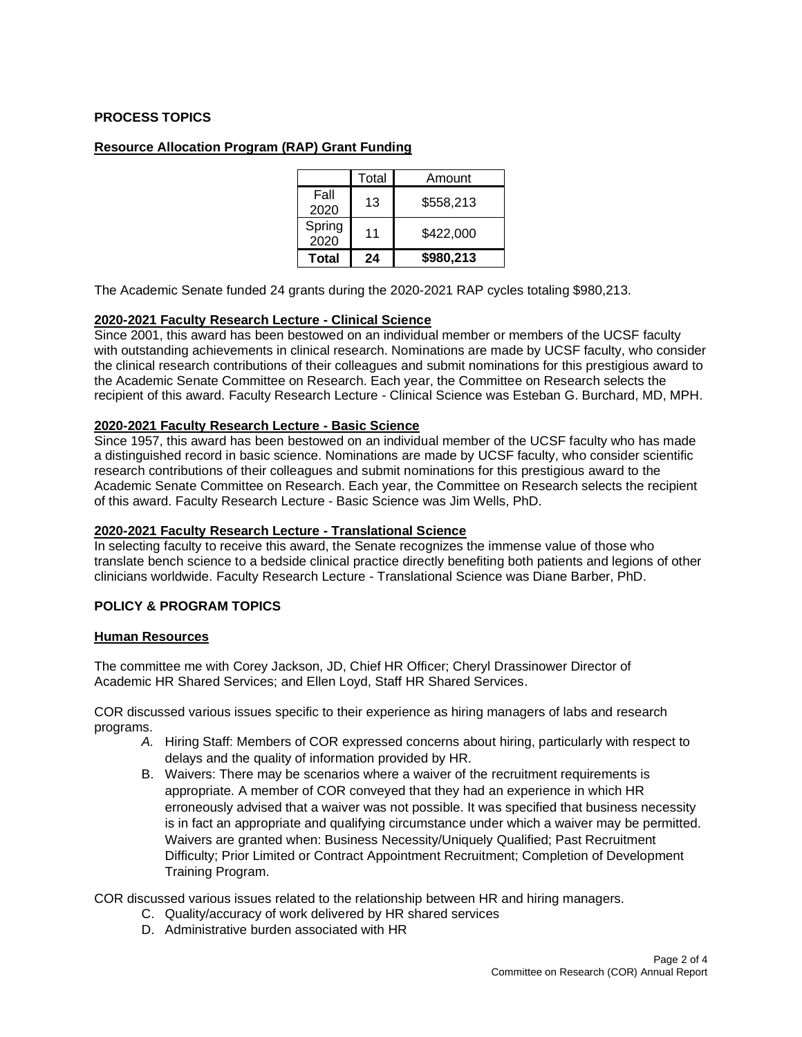## PROCESS TOPICS

### Resource Allocation Program (RAP) Grant Funding

| | Total | Amount |
|---|---|---|
| Fall 2020 | 13 | $558,213 |
| Spring 2020 | 11 | $422,000 |
| **Total** | **24** | **$980,213** |

The Academic Senate funded 24 grants during the 2020-2021 RAP cycles totaling $980,213.

### 2020-2021 Faculty Research Lecture - Clinical Science

Since 2001, this award has been bestowed on an individual member or members of the UCSF faculty with outstanding achievements in clinical research. Nominations are made by UCSF faculty, who consider the clinical research contributions of their colleagues and submit nominations for this prestigious award to the Academic Senate Committee on Research. Each year, the Committee on Research selects the recipient of this award. Faculty Research Lecture - Clinical Science was Esteban G. Burchard, MD, MPH.

### 2020-2021 Faculty Research Lecture - Basic Science

Since 1957, this award has been bestowed on an individual member of the UCSF faculty who has made a distinguished record in basic science. Nominations are made by UCSF faculty, who consider scientific research contributions of their colleagues and submit nominations for this prestigious award to the Academic Senate Committee on Research. Each year, the Committee on Research selects the recipient of this award. Faculty Research Lecture - Basic Science was Jim Wells, PhD.

### 2020-2021 Faculty Research Lecture - Translational Science

In selecting faculty to receive this award, the Senate recognizes the immense value of those who translate bench science to a bedside clinical practice directly benefiting both patients and legions of other clinicians worldwide. Faculty Research Lecture - Translational Science was Diane Barber, PhD.

## POLICY & PROGRAM TOPICS

### Human Resources

The committee me with Corey Jackson, JD, Chief HR Officer; Cheryl Drassinower Director of Academic HR Shared Services; and Ellen Loyd, Staff HR Shared Services.

COR discussed various issues specific to their experience as hiring managers of labs and research programs.

A. Hiring Staff: Members of COR expressed concerns about hiring, particularly with respect to delays and the quality of information provided by HR.

B. Waivers: There may be scenarios where a waiver of the recruitment requirements is appropriate. A member of COR conveyed that they had an experience in which HR erroneously advised that a waiver was not possible. It was specified that business necessity is in fact an appropriate and qualifying circumstance under which a waiver may be permitted. Waivers are granted when: Business Necessity/Uniquely Qualified; Past Recruitment Difficulty; Prior Limited or Contract Appointment Recruitment; Completion of Development Training Program.

COR discussed various issues related to the relationship between HR and hiring managers.

C. Quality/accuracy of work delivered by HR shared services

D. Administrative burden associated with HR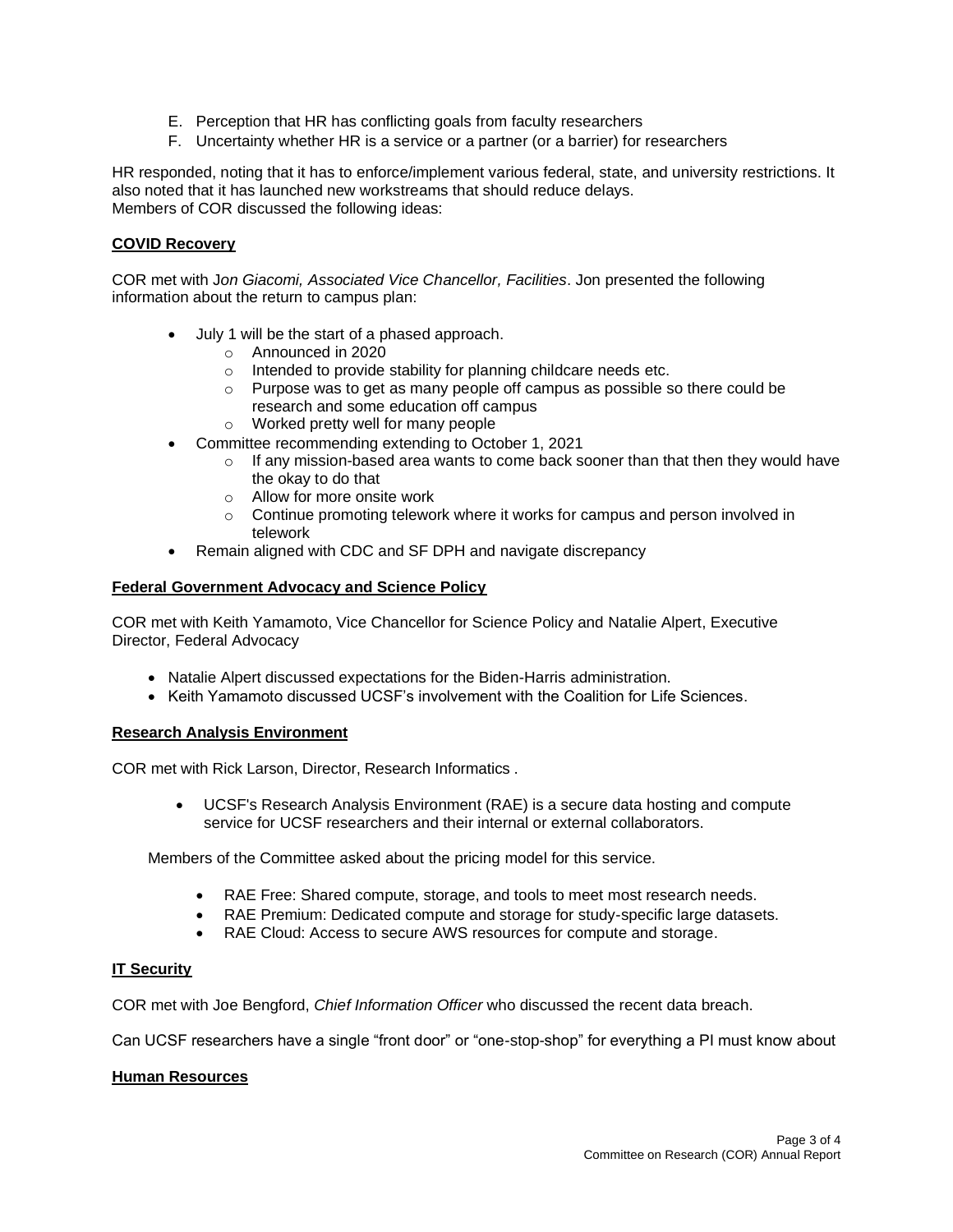E. Perception that HR has conflicting goals from faculty researchers
F. Uncertainty whether HR is a service or a partner (or a barrier) for researchers

HR responded, noting that it has to enforce/implement various federal, state, and university restrictions. It also noted that it has launched new workstreams that should reduce delays.
Members of COR discussed the following ideas:

**COVID Recovery**

COR met with J*on Giacomi, Associated Vice Chancellor, Facilities*. Jon presented the following information about the return to campus plan:

- July 1 will be the start of a phased approach.
  - Announced in 2020
  - Intended to provide stability for planning childcare needs etc.
  - Purpose was to get as many people off campus as possible so there could be research and some education off campus
  - Worked pretty well for many people
- Committee recommending extending to October 1, 2021
  - If any mission-based area wants to come back sooner than that then they would have the okay to do that
  - Allow for more onsite work
  - Continue promoting telework where it works for campus and person involved in telework
- Remain aligned with CDC and SF DPH and navigate discrepancy

**Federal Government Advocacy and Science Policy**

COR met with Keith Yamamoto, Vice Chancellor for Science Policy and Natalie Alpert, Executive Director, Federal Advocacy

- Natalie Alpert discussed expectations for the Biden-Harris administration.
- Keith Yamamoto discussed UCSF's involvement with the Coalition for Life Sciences.

**Research Analysis Environment**

COR met with Rick Larson, Director, Research Informatics .

- UCSF's Research Analysis Environment (RAE) is a secure data hosting and compute service for UCSF researchers and their internal or external collaborators.

Members of the Committee asked about the pricing model for this service.

- RAE Free: Shared compute, storage, and tools to meet most research needs.
- RAE Premium: Dedicated compute and storage for study-specific large datasets.
- RAE Cloud: Access to secure AWS resources for compute and storage.

**IT Security**

COR met with Joe Bengford, *Chief Information Officer* who discussed the recent data breach.

Can UCSF researchers have a single "front door" or "one-stop-shop" for everything a PI must know about

**Human Resources**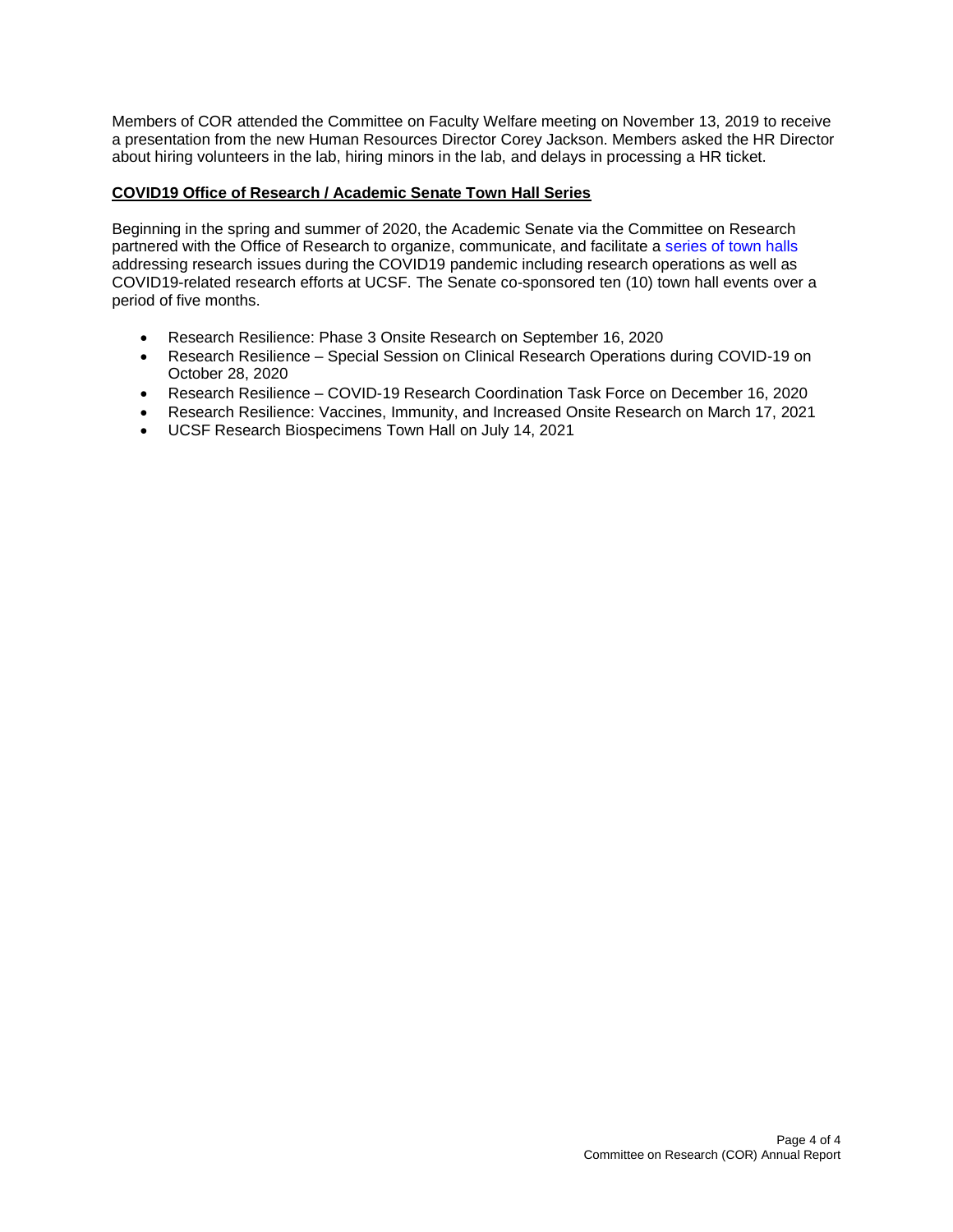Members of COR attended the Committee on Faculty Welfare meeting on November 13, 2019 to receive a presentation from the new Human Resources Director Corey Jackson. Members asked the HR Director about hiring volunteers in the lab, hiring minors in the lab, and delays in processing a HR ticket.

**COVID19 Office of Research / Academic Senate Town Hall Series**

Beginning in the spring and summer of 2020, the Academic Senate via the Committee on Research partnered with the Office of Research to organize, communicate, and facilitate a series of town halls addressing research issues during the COVID19 pandemic including research operations as well as COVID19-related research efforts at UCSF. The Senate co-sponsored ten (10) town hall events over a period of five months.

- Research Resilience: Phase 3 Onsite Research on September 16, 2020
- Research Resilience – Special Session on Clinical Research Operations during COVID-19 on October 28, 2020
- Research Resilience – COVID-19 Research Coordination Task Force on December 16, 2020
- Research Resilience: Vaccines, Immunity, and Increased Onsite Research on March 17, 2021
- UCSF Research Biospecimens Town Hall on July 14, 2021